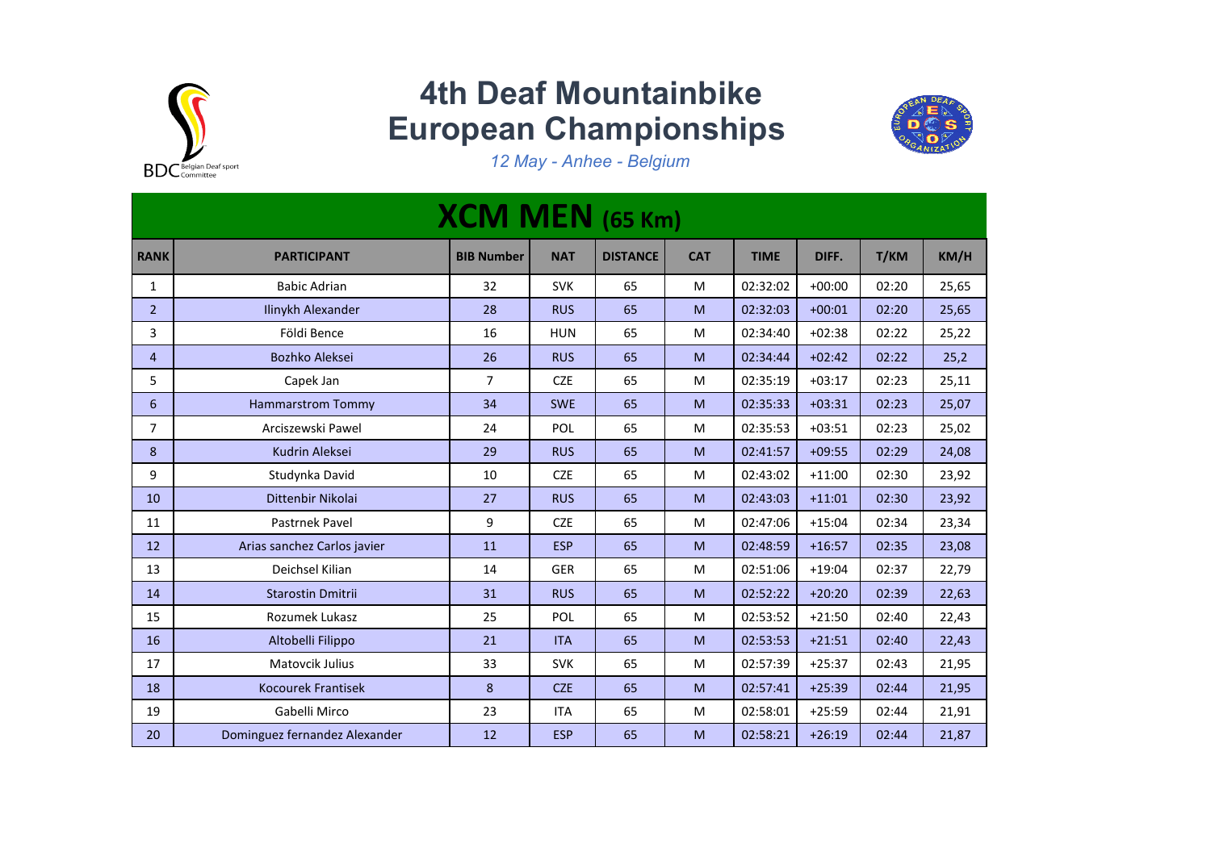BDC Belgian Deaf sport Committee

# 4th Deaf Mountainbike European Championships

*12 May - Anhee - Belgium*

## XCM MEN (65 Km)

| RANK | PARTICIPANT | BIB Number | NAT | DISTANCE | CAT | TIME | DIFF. | T/KM | KM/H |
|---|---|---|---|---|---|---|---|---|---|
| 1 | Babic Adrian | 32 | SVK | 65 | M | 02:32:02 | +00:00 | 02:20 | 25,65 |
| 2 | Ilinykh Alexander | 28 | RUS | 65 | M | 02:32:03 | +00:01 | 02:20 | 25,65 |
| 3 | Földi Bence | 16 | HUN | 65 | M | 02:34:40 | +02:38 | 02:22 | 25,22 |
| 4 | Bozhko Aleksei | 26 | RUS | 65 | M | 02:34:44 | +02:42 | 02:22 | 25,2 |
| 5 | Capek Jan | 7 | CZE | 65 | M | 02:35:19 | +03:17 | 02:23 | 25,11 |
| 6 | Hammarstrom Tommy | 34 | SWE | 65 | M | 02:35:33 | +03:31 | 02:23 | 25,07 |
| 7 | Arciszewski Pawel | 24 | POL | 65 | M | 02:35:53 | +03:51 | 02:23 | 25,02 |
| 8 | Kudrin Aleksei | 29 | RUS | 65 | M | 02:41:57 | +09:55 | 02:29 | 24,08 |
| 9 | Studynka David | 10 | CZE | 65 | M | 02:43:02 | +11:00 | 02:30 | 23,92 |
| 10 | Dittenbir Nikolai | 27 | RUS | 65 | M | 02:43:03 | +11:01 | 02:30 | 23,92 |
| 11 | Pastrnek Pavel | 9 | CZE | 65 | M | 02:47:06 | +15:04 | 02:34 | 23,34 |
| 12 | Arias sanchez Carlos javier | 11 | ESP | 65 | M | 02:48:59 | +16:57 | 02:35 | 23,08 |
| 13 | Deichsel Kilian | 14 | GER | 65 | M | 02:51:06 | +19:04 | 02:37 | 22,79 |
| 14 | Starostin Dmitrii | 31 | RUS | 65 | M | 02:52:22 | +20:20 | 02:39 | 22,63 |
| 15 | Rozumek Lukasz | 25 | POL | 65 | M | 02:53:52 | +21:50 | 02:40 | 22,43 |
| 16 | Altobelli Filippo | 21 | ITA | 65 | M | 02:53:53 | +21:51 | 02:40 | 22,43 |
| 17 | Matovcik Julius | 33 | SVK | 65 | M | 02:57:39 | +25:37 | 02:43 | 21,95 |
| 18 | Kocourek Frantisek | 8 | CZE | 65 | M | 02:57:41 | +25:39 | 02:44 | 21,95 |
| 19 | Gabelli Mirco | 23 | ITA | 65 | M | 02:58:01 | +25:59 | 02:44 | 21,91 |
| 20 | Dominguez fernandez Alexander | 12 | ESP | 65 | M | 02:58:21 | +26:19 | 02:44 | 21,87 |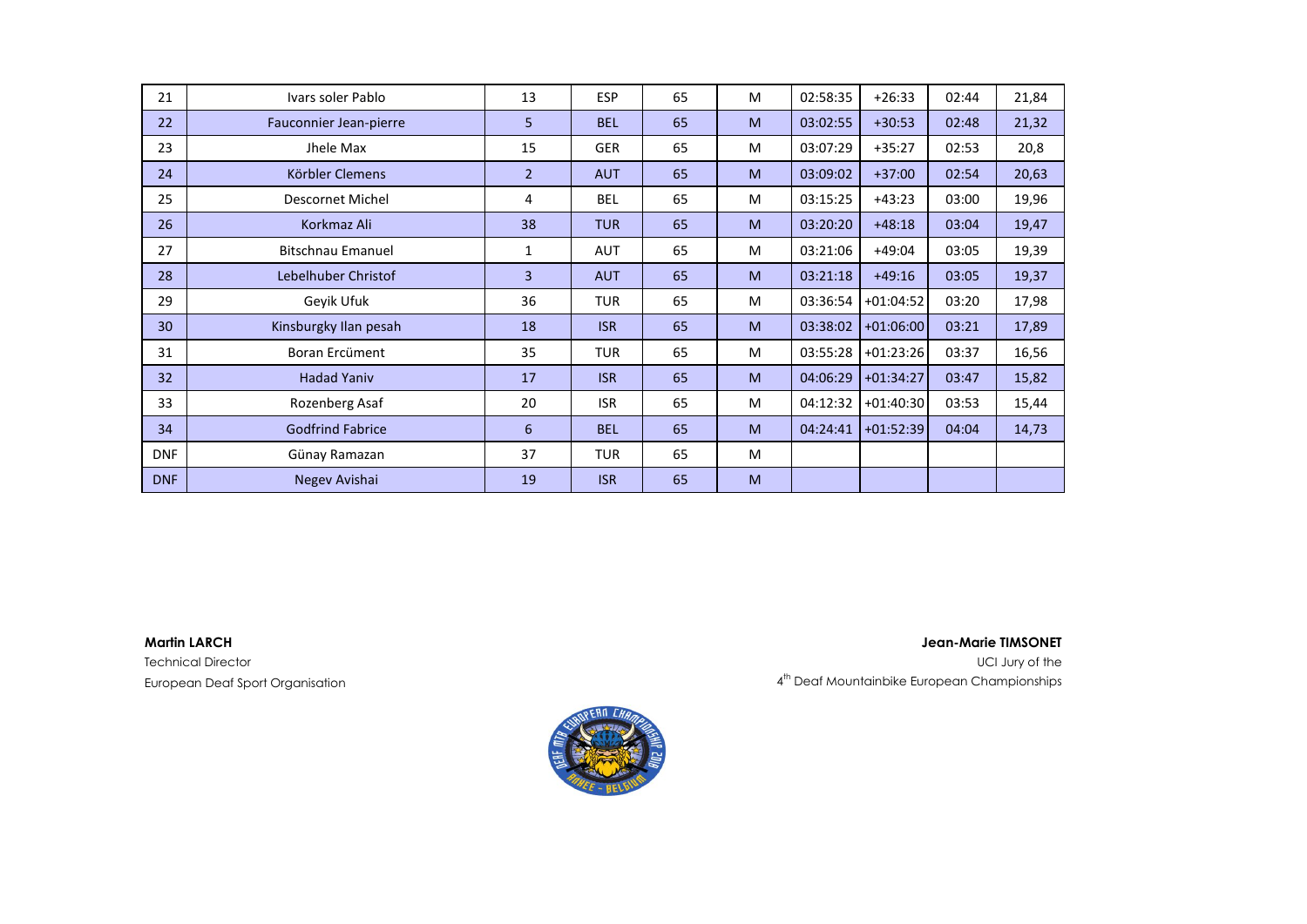| | | | | | | | | | |
|---|---|---|---|---|---|---|---|---|---|
| 21 | Ivars soler Pablo | 13 | ESP | 65 | M | 02:58:35 | +26:33 | 02:44 | 21,84 |
| 22 | Fauconnier Jean-pierre | 5 | BEL | 65 | M | 03:02:55 | +30:53 | 02:48 | 21,32 |
| 23 | Jhele Max | 15 | GER | 65 | M | 03:07:29 | +35:27 | 02:53 | 20,8 |
| 24 | Körbler Clemens | 2 | AUT | 65 | M | 03:09:02 | +37:00 | 02:54 | 20,63 |
| 25 | Descornet Michel | 4 | BEL | 65 | M | 03:15:25 | +43:23 | 03:00 | 19,96 |
| 26 | Korkmaz Ali | 38 | TUR | 65 | M | 03:20:20 | +48:18 | 03:04 | 19,47 |
| 27 | Bitschnau Emanuel | 1 | AUT | 65 | M | 03:21:06 | +49:04 | 03:05 | 19,39 |
| 28 | Lebelhuber Christof | 3 | AUT | 65 | M | 03:21:18 | +49:16 | 03:05 | 19,37 |
| 29 | Geyik Ufuk | 36 | TUR | 65 | M | 03:36:54 | +01:04:52 | 03:20 | 17,98 |
| 30 | Kinsburgky Ilan pesah | 18 | ISR | 65 | M | 03:38:02 | +01:06:00 | 03:21 | 17,89 |
| 31 | Boran Ercüment | 35 | TUR | 65 | M | 03:55:28 | +01:23:26 | 03:37 | 16,56 |
| 32 | Hadad Yaniv | 17 | ISR | 65 | M | 04:06:29 | +01:34:27 | 03:47 | 15,82 |
| 33 | Rozenberg Asaf | 20 | ISR | 65 | M | 04:12:32 | +01:40:30 | 03:53 | 15,44 |
| 34 | Godfrind Fabrice | 6 | BEL | 65 | M | 04:24:41 | +01:52:39 | 04:04 | 14,73 |
| DNF | Günay Ramazan | 37 | TUR | 65 | M | | | | |
| DNF | Negev Avishai | 19 | ISR | 65 | M | | | | |

**Martin LARCH**
Technical Director
European Deaf Sport Organisation

**Jean-Marie TIMSONET**
UCI Jury of the
4th Deaf Mountainbike European Championships